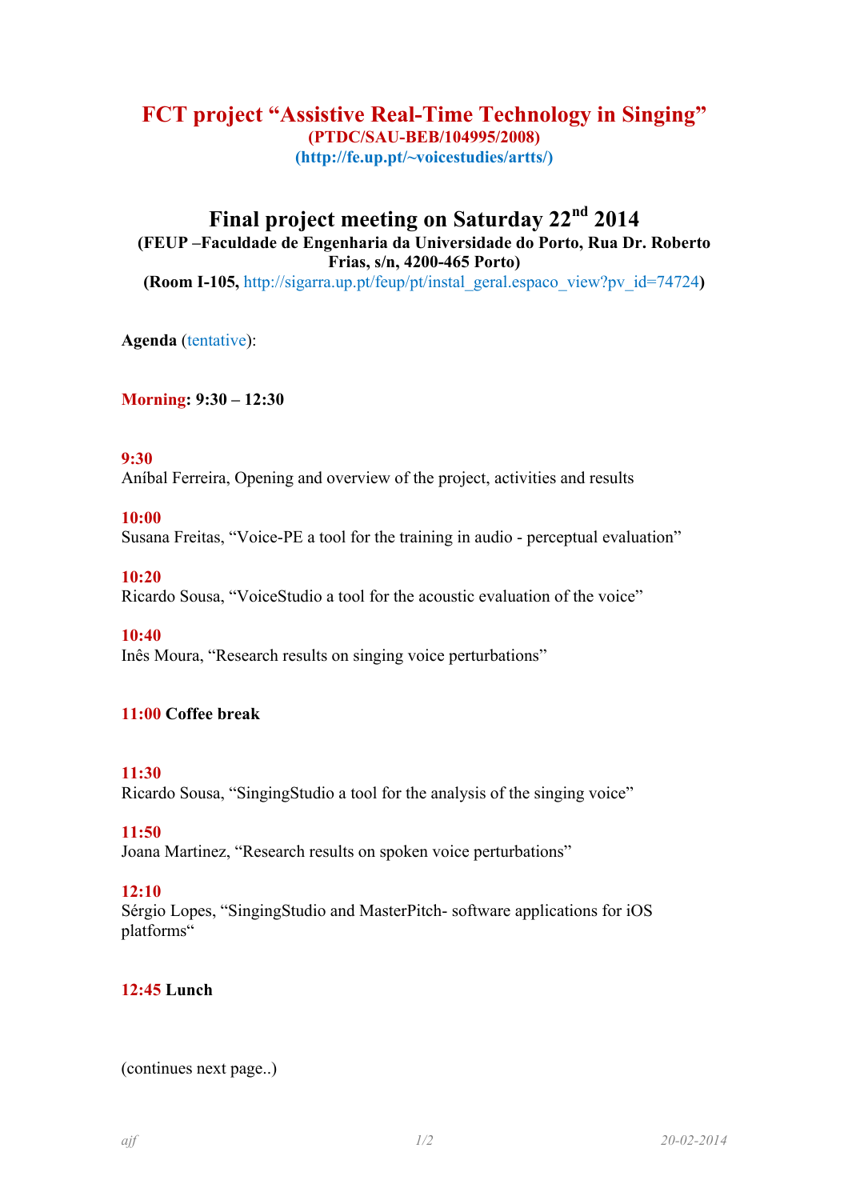# FCT project "Assistive Real-Time Technology in Singing"

**(PTDC/SAU-BEB/104995/2008)**

**(http://fe.up.pt/~voicestudies/artts/)**

## Final project meeting on Saturday 22nd 2014

**(FEUP –Faculdade de Engenharia da Universidade do Porto, Rua Dr. Roberto Frias, s/n, 4200-465 Porto)**

**(Room I-105, http://sigarra.up.pt/feup/pt/instal_geral.espaco_view?pv_id=74724)**

**Agenda** (tentative):

**Morning: 9:30 – 12:30**

**9:30**
Aníbal Ferreira, Opening and overview of the project, activities and results

**10:00**
Susana Freitas, "Voice-PE a tool for the training in audio - perceptual evaluation"

**10:20**
Ricardo Sousa, "VoiceStudio a tool for the acoustic evaluation of the voice"

**10:40**
Inês Moura, "Research results on singing voice perturbations"

**11:00 Coffee break**

**11:30**
Ricardo Sousa, "SingingStudio a tool for the analysis of the singing voice"

**11:50**
Joana Martinez, "Research results on spoken voice perturbations"

**12:10**
Sérgio Lopes, "SingingStudio and MasterPitch- software applications for iOS platforms"

**12:45 Lunch**

(continues next page..)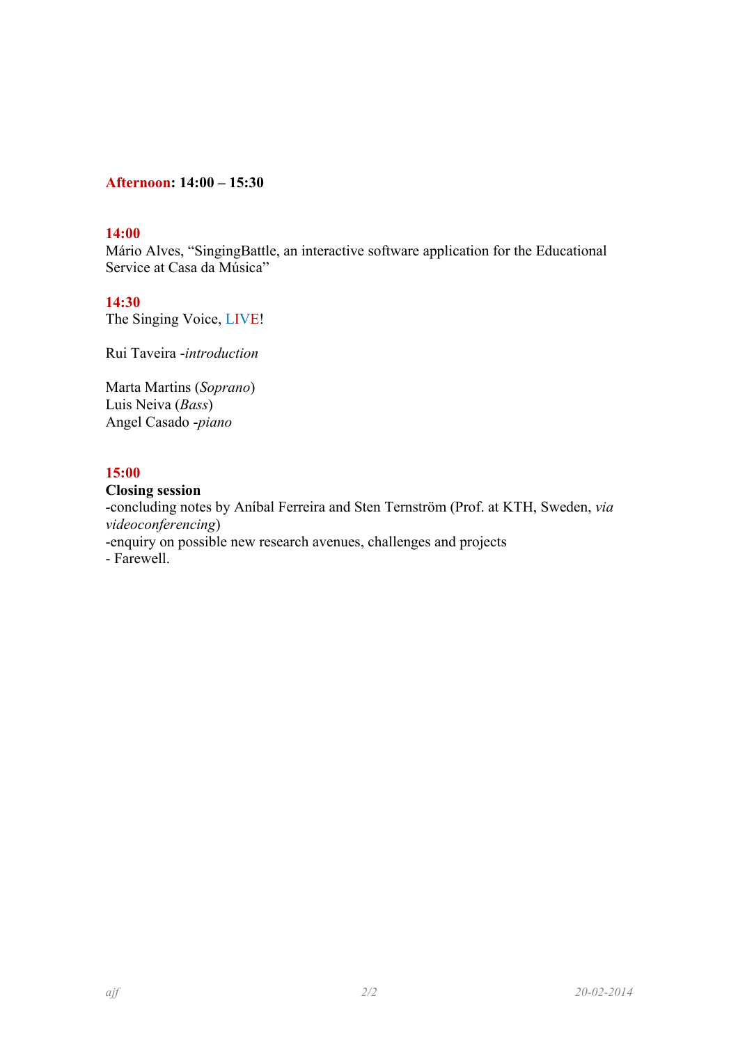**Afternoon: 14:00 – 15:30**

**14:00**
Mário Alves, “SingingBattle, an interactive software application for the Educational Service at Casa da Música”

**14:30**
The Singing Voice, LIVE!

Rui Taveira -*introduction*

Marta Martins (*Soprano*)
Luis Neiva (*Bass*)
Angel Casado -*piano*

**15:00**
**Closing session**
-concluding notes by Aníbal Ferreira and Sten Ternström (Prof. at KTH, Sweden, *via videoconferencing*)
-enquiry on possible new research avenues, challenges and projects
- Farewell.